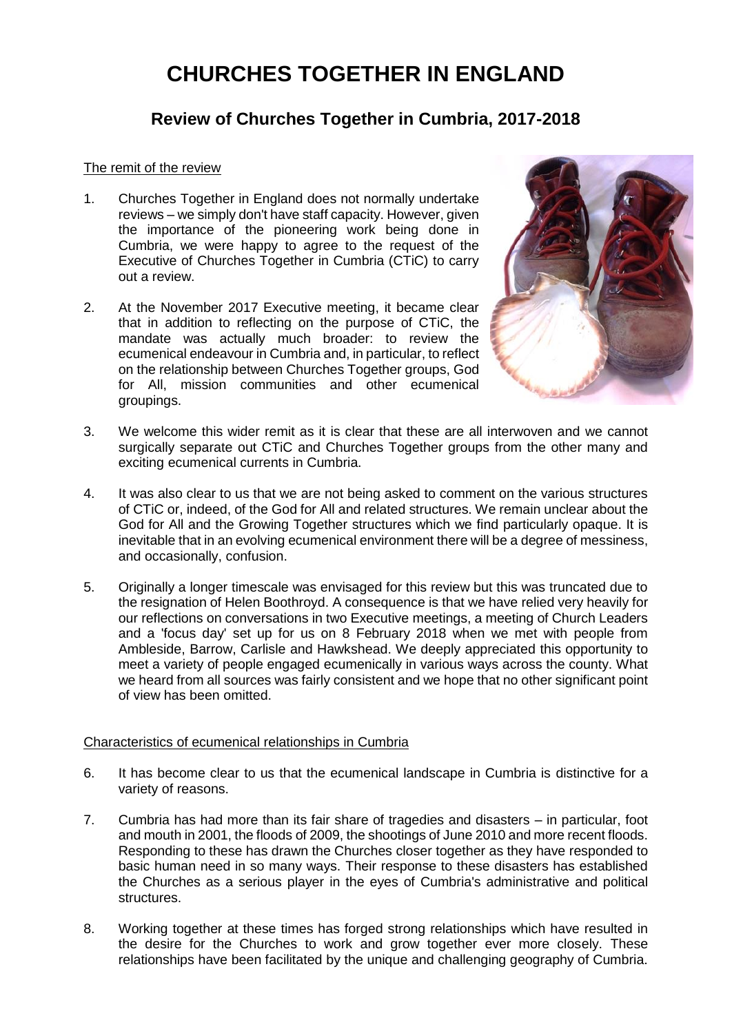# CHURCHES TOGETHER IN ENGLAND

## Review of Churches Together in Cumbria, 2017-2018

### The remit of the review

1. Churches Together in England does not normally undertake reviews – we simply don't have staff capacity. However, given the importance of the pioneering work being done in Cumbria, we were happy to agree to the request of the Executive of Churches Together in Cumbria (CTiC) to carry out a review.

2. At the November 2017 Executive meeting, it became clear that in addition to reflecting on the purpose of CTiC, the mandate was actually much broader: to review the ecumenical endeavour in Cumbria and, in particular, to reflect on the relationship between Churches Together groups, God for All, mission communities and other ecumenical groupings.

3. We welcome this wider remit as it is clear that these are all interwoven and we cannot surgically separate out CTiC and Churches Together groups from the other many and exciting ecumenical currents in Cumbria.

4. It was also clear to us that we are not being asked to comment on the various structures of CTiC or, indeed, of the God for All and related structures. We remain unclear about the God for All and the Growing Together structures which we find particularly opaque. It is inevitable that in an evolving ecumenical environment there will be a degree of messiness, and occasionally, confusion.

5. Originally a longer timescale was envisaged for this review but this was truncated due to the resignation of Helen Boothroyd. A consequence is that we have relied very heavily for our reflections on conversations in two Executive meetings, a meeting of Church Leaders and a 'focus day' set up for us on 8 February 2018 when we met with people from Ambleside, Barrow, Carlisle and Hawkshead. We deeply appreciated this opportunity to meet a variety of people engaged ecumenically in various ways across the county. What we heard from all sources was fairly consistent and we hope that no other significant point of view has been omitted.

### Characteristics of ecumenical relationships in Cumbria

6. It has become clear to us that the ecumenical landscape in Cumbria is distinctive for a variety of reasons.

7. Cumbria has had more than its fair share of tragedies and disasters – in particular, foot and mouth in 2001, the floods of 2009, the shootings of June 2010 and more recent floods. Responding to these has drawn the Churches closer together as they have responded to basic human need in so many ways. Their response to these disasters has established the Churches as a serious player in the eyes of Cumbria's administrative and political structures.

8. Working together at these times has forged strong relationships which have resulted in the desire for the Churches to work and grow together ever more closely. These relationships have been facilitated by the unique and challenging geography of Cumbria.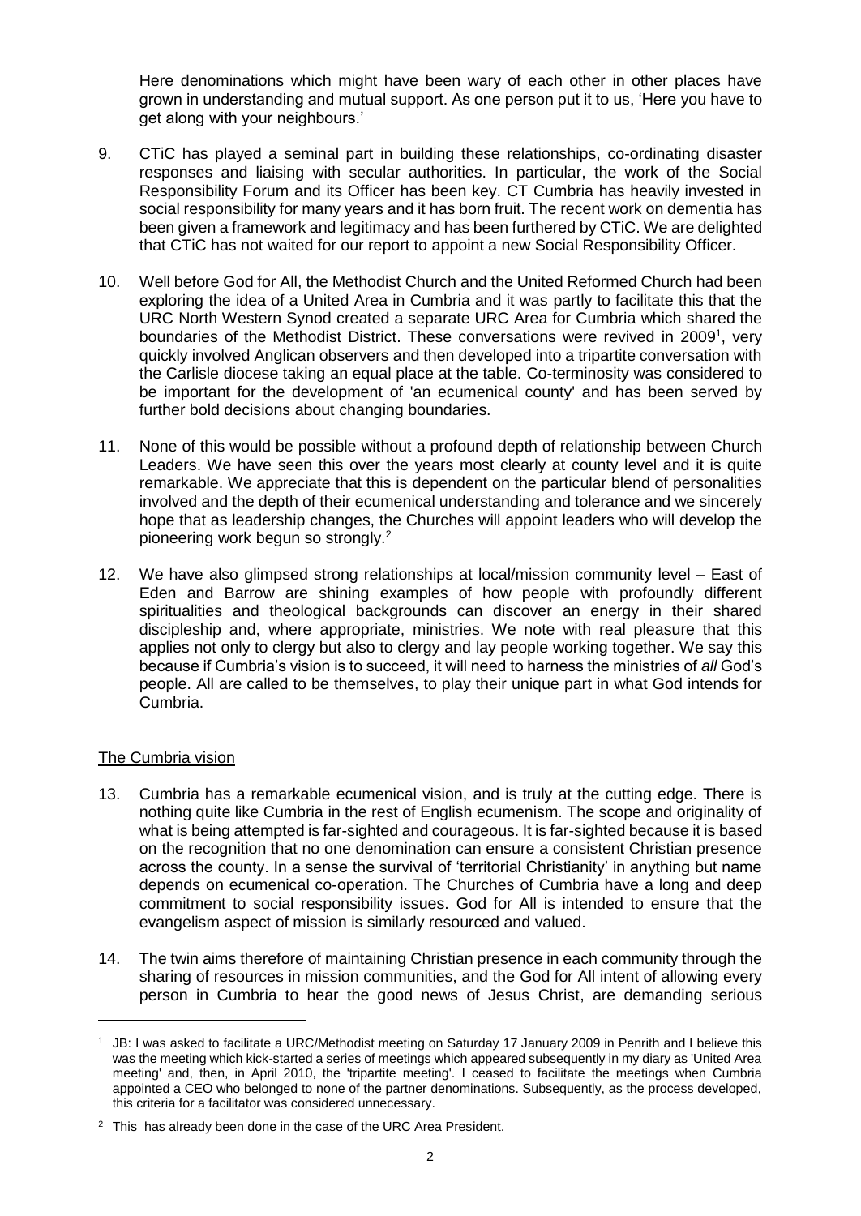Here denominations which might have been wary of each other in other places have grown in understanding and mutual support. As one person put it to us, 'Here you have to get along with your neighbours.'

9. CTiC has played a seminal part in building these relationships, co-ordinating disaster responses and liaising with secular authorities. In particular, the work of the Social Responsibility Forum and its Officer has been key. CT Cumbria has heavily invested in social responsibility for many years and it has born fruit. The recent work on dementia has been given a framework and legitimacy and has been furthered by CTiC. We are delighted that CTiC has not waited for our report to appoint a new Social Responsibility Officer.

10. Well before God for All, the Methodist Church and the United Reformed Church had been exploring the idea of a United Area in Cumbria and it was partly to facilitate this that the URC North Western Synod created a separate URC Area for Cumbria which shared the boundaries of the Methodist District. These conversations were revived in 2009[1], very quickly involved Anglican observers and then developed into a tripartite conversation with the Carlisle diocese taking an equal place at the table. Co-terminosity was considered to be important for the development of 'an ecumenical county' and has been served by further bold decisions about changing boundaries.

11. None of this would be possible without a profound depth of relationship between Church Leaders. We have seen this over the years most clearly at county level and it is quite remarkable. We appreciate that this is dependent on the particular blend of personalities involved and the depth of their ecumenical understanding and tolerance and we sincerely hope that as leadership changes, the Churches will appoint leaders who will develop the pioneering work begun so strongly.[2]

12. We have also glimpsed strong relationships at local/mission community level – East of Eden and Barrow are shining examples of how people with profoundly different spiritualities and theological backgrounds can discover an energy in their shared discipleship and, where appropriate, ministries. We note with real pleasure that this applies not only to clergy but also to clergy and lay people working together. We say this because if Cumbria's vision is to succeed, it will need to harness the ministries of *all* God's people. All are called to be themselves, to play their unique part in what God intends for Cumbria.

## The Cumbria vision

13. Cumbria has a remarkable ecumenical vision, and is truly at the cutting edge. There is nothing quite like Cumbria in the rest of English ecumenism. The scope and originality of what is being attempted is far-sighted and courageous. It is far-sighted because it is based on the recognition that no one denomination can ensure a consistent Christian presence across the county. In a sense the survival of 'territorial Christianity' in anything but name depends on ecumenical co-operation. The Churches of Cumbria have a long and deep commitment to social responsibility issues. God for All is intended to ensure that the evangelism aspect of mission is similarly resourced and valued.

14. The twin aims therefore of maintaining Christian presence in each community through the sharing of resources in mission communities, and the God for All intent of allowing every person in Cumbria to hear the good news of Jesus Christ, are demanding serious

---

[1] JB: I was asked to facilitate a URC/Methodist meeting on Saturday 17 January 2009 in Penrith and I believe this was the meeting which kick-started a series of meetings which appeared subsequently in my diary as 'United Area meeting' and, then, in April 2010, the 'tripartite meeting'. I ceased to facilitate the meetings when Cumbria appointed a CEO who belonged to none of the partner denominations. Subsequently, as the process developed, this criteria for a facilitator was considered unnecessary.

[2] This has already been done in the case of the URC Area President.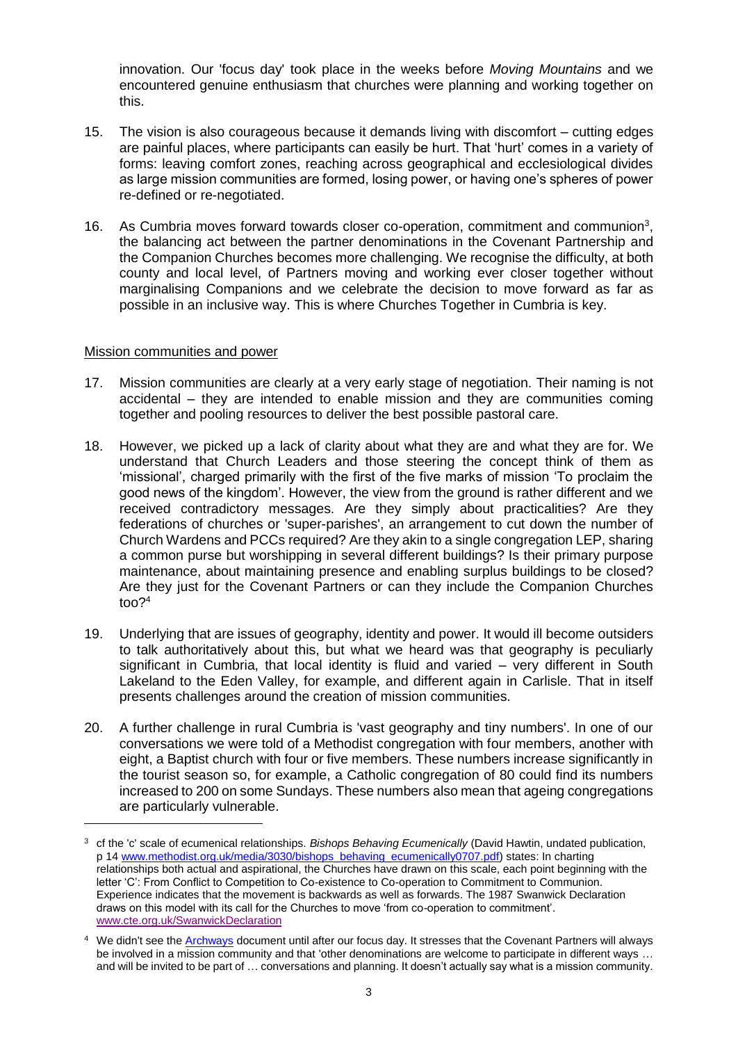innovation. Our 'focus day' took place in the weeks before *Moving Mountains* and we encountered genuine enthusiasm that churches were planning and working together on this.

15. The vision is also courageous because it demands living with discomfort – cutting edges are painful places, where participants can easily be hurt. That 'hurt' comes in a variety of forms: leaving comfort zones, reaching across geographical and ecclesiological divides as large mission communities are formed, losing power, or having one's spheres of power re-defined or re-negotiated.

16. As Cumbria moves forward towards closer co-operation, commitment and communion[3], the balancing act between the partner denominations in the Covenant Partnership and the Companion Churches becomes more challenging. We recognise the difficulty, at both county and local level, of Partners moving and working ever closer together without marginalising Companions and we celebrate the decision to move forward as far as possible in an inclusive way. This is where Churches Together in Cumbria is key.

Mission communities and power

17. Mission communities are clearly at a very early stage of negotiation. Their naming is not accidental – they are intended to enable mission and they are communities coming together and pooling resources to deliver the best possible pastoral care.

18. However, we picked up a lack of clarity about what they are and what they are for. We understand that Church Leaders and those steering the concept think of them as 'missional', charged primarily with the first of the five marks of mission 'To proclaim the good news of the kingdom'. However, the view from the ground is rather different and we received contradictory messages. Are they simply about practicalities? Are they federations of churches or 'super-parishes', an arrangement to cut down the number of Church Wardens and PCCs required? Are they akin to a single congregation LEP, sharing a common purse but worshipping in several different buildings? Is their primary purpose maintenance, about maintaining presence and enabling surplus buildings to be closed? Are they just for the Covenant Partners or can they include the Companion Churches too?[4]

19. Underlying that are issues of geography, identity and power. It would ill become outsiders to talk authoritatively about this, but what we heard was that geography is peculiarly significant in Cumbria, that local identity is fluid and varied – very different in South Lakeland to the Eden Valley, for example, and different again in Carlisle. That in itself presents challenges around the creation of mission communities.

20. A further challenge in rural Cumbria is 'vast geography and tiny numbers'. In one of our conversations we were told of a Methodist congregation with four members, another with eight, a Baptist church with four or five members. These numbers increase significantly in the tourist season so, for example, a Catholic congregation of 80 could find its numbers increased to 200 on some Sundays. These numbers also mean that ageing congregations are particularly vulnerable.

---

[3] cf the 'c' scale of ecumenical relationships. *Bishops Behaving Ecumenically* (David Hawtin, undated publication, p 14 www.methodist.org.uk/media/3030/bishops_behaving_ecumenically0707.pdf) states: In charting relationships both actual and aspirational, the Churches have drawn on this scale, each point beginning with the letter 'C': From Conflict to Competition to Co-existence to Co-operation to Commitment to Communion. Experience indicates that the movement is backwards as well as forwards. The 1987 Swanwick Declaration draws on this model with its call for the Churches to move 'from co-operation to commitment'. www.cte.org.uk/SwanwickDeclaration

[4] We didn't see the Archways document until after our focus day. It stresses that the Covenant Partners will always be involved in a mission community and that 'other denominations are welcome to participate in different ways … and will be invited to be part of … conversations and planning. It doesn't actually say what is a mission community.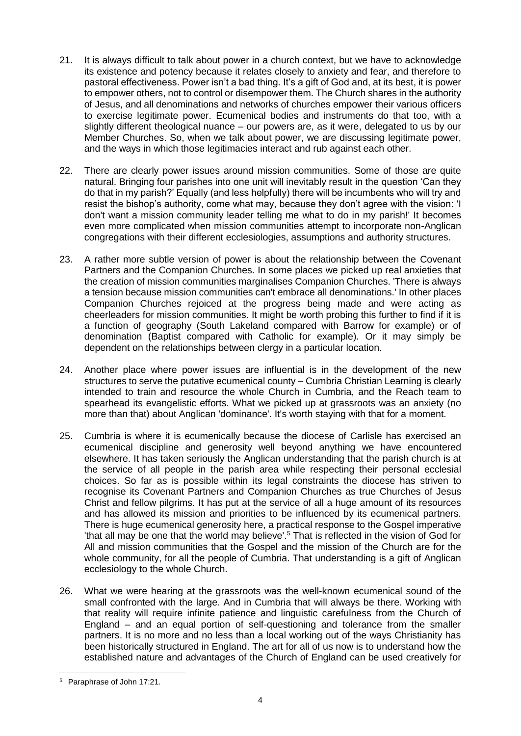21. It is always difficult to talk about power in a church context, but we have to acknowledge its existence and potency because it relates closely to anxiety and fear, and therefore to pastoral effectiveness. Power isn't a bad thing. It's a gift of God and, at its best, it is power to empower others, not to control or disempower them. The Church shares in the authority of Jesus, and all denominations and networks of churches empower their various officers to exercise legitimate power. Ecumenical bodies and instruments do that too, with a slightly different theological nuance – our powers are, as it were, delegated to us by our Member Churches. So, when we talk about power, we are discussing legitimate power, and the ways in which those legitimacies interact and rub against each other.

22. There are clearly power issues around mission communities. Some of those are quite natural. Bringing four parishes into one unit will inevitably result in the question 'Can they do that in my parish?' Equally (and less helpfully) there will be incumbents who will try and resist the bishop's authority, come what may, because they don't agree with the vision: 'I don't want a mission community leader telling me what to do in my parish!' It becomes even more complicated when mission communities attempt to incorporate non-Anglican congregations with their different ecclesiologies, assumptions and authority structures.

23. A rather more subtle version of power is about the relationship between the Covenant Partners and the Companion Churches. In some places we picked up real anxieties that the creation of mission communities marginalises Companion Churches. 'There is always a tension because mission communities can't embrace all denominations.' In other places Companion Churches rejoiced at the progress being made and were acting as cheerleaders for mission communities. It might be worth probing this further to find if it is a function of geography (South Lakeland compared with Barrow for example) or of denomination (Baptist compared with Catholic for example). Or it may simply be dependent on the relationships between clergy in a particular location.

24. Another place where power issues are influential is in the development of the new structures to serve the putative ecumenical county – Cumbria Christian Learning is clearly intended to train and resource the whole Church in Cumbria, and the Reach team to spearhead its evangelistic efforts. What we picked up at grassroots was an anxiety (no more than that) about Anglican 'dominance'. It's worth staying with that for a moment.

25. Cumbria is where it is ecumenically because the diocese of Carlisle has exercised an ecumenical discipline and generosity well beyond anything we have encountered elsewhere. It has taken seriously the Anglican understanding that the parish church is at the service of all people in the parish area while respecting their personal ecclesial choices. So far as is possible within its legal constraints the diocese has striven to recognise its Covenant Partners and Companion Churches as true Churches of Jesus Christ and fellow pilgrims. It has put at the service of all a huge amount of its resources and has allowed its mission and priorities to be influenced by its ecumenical partners. There is huge ecumenical generosity here, a practical response to the Gospel imperative 'that all may be one that the world may believe'.[5] That is reflected in the vision of God for All and mission communities that the Gospel and the mission of the Church are for the whole community, for all the people of Cumbria. That understanding is a gift of Anglican ecclesiology to the whole Church.

26. What we were hearing at the grassroots was the well-known ecumenical sound of the small confronted with the large. And in Cumbria that will always be there. Working with that reality will require infinite patience and linguistic carefulness from the Church of England – and an equal portion of self-questioning and tolerance from the smaller partners. It is no more and no less than a local working out of the ways Christianity has been historically structured in England. The art for all of us now is to understand how the established nature and advantages of the Church of England can be used creatively for

---

[5] Paraphrase of John 17:21.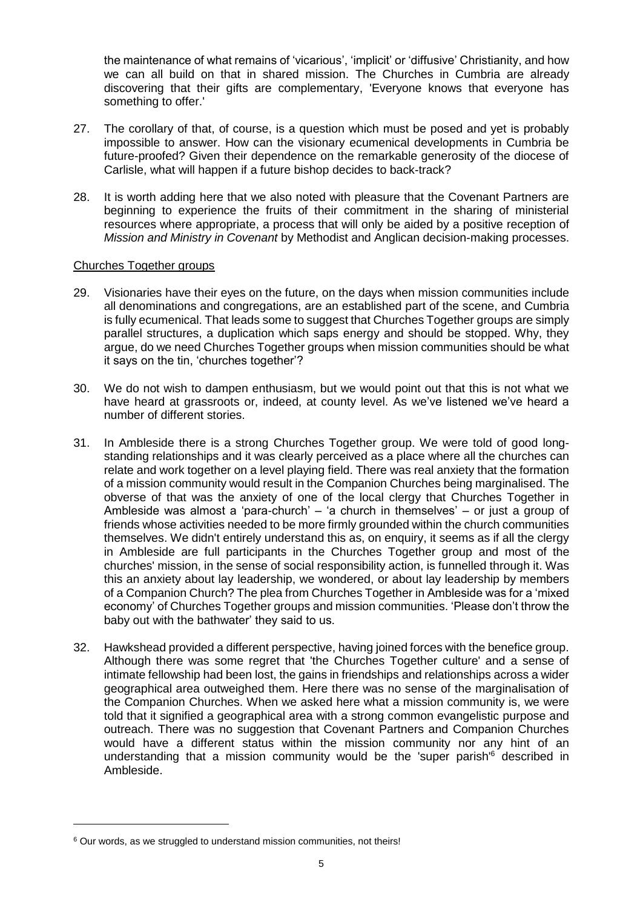the maintenance of what remains of 'vicarious', 'implicit' or 'diffusive' Christianity, and how we can all build on that in shared mission. The Churches in Cumbria are already discovering that their gifts are complementary, 'Everyone knows that everyone has something to offer.'

27. The corollary of that, of course, is a question which must be posed and yet is probably impossible to answer. How can the visionary ecumenical developments in Cumbria be future-proofed? Given their dependence on the remarkable generosity of the diocese of Carlisle, what will happen if a future bishop decides to back-track?

28. It is worth adding here that we also noted with pleasure that the Covenant Partners are beginning to experience the fruits of their commitment in the sharing of ministerial resources where appropriate, a process that will only be aided by a positive reception of *Mission and Ministry in Covenant* by Methodist and Anglican decision-making processes.

## Churches Together groups

29. Visionaries have their eyes on the future, on the days when mission communities include all denominations and congregations, are an established part of the scene, and Cumbria is fully ecumenical. That leads some to suggest that Churches Together groups are simply parallel structures, a duplication which saps energy and should be stopped. Why, they argue, do we need Churches Together groups when mission communities should be what it says on the tin, 'churches together'?

30. We do not wish to dampen enthusiasm, but we would point out that this is not what we have heard at grassroots or, indeed, at county level. As we've listened we've heard a number of different stories.

31. In Ambleside there is a strong Churches Together group. We were told of good long-standing relationships and it was clearly perceived as a place where all the churches can relate and work together on a level playing field. There was real anxiety that the formation of a mission community would result in the Companion Churches being marginalised. The obverse of that was the anxiety of one of the local clergy that Churches Together in Ambleside was almost a 'para-church' – 'a church in themselves' – or just a group of friends whose activities needed to be more firmly grounded within the church communities themselves. We didn't entirely understand this as, on enquiry, it seems as if all the clergy in Ambleside are full participants in the Churches Together group and most of the churches' mission, in the sense of social responsibility action, is funnelled through it. Was this an anxiety about lay leadership, we wondered, or about lay leadership by members of a Companion Church? The plea from Churches Together in Ambleside was for a 'mixed economy' of Churches Together groups and mission communities. 'Please don't throw the baby out with the bathwater' they said to us.

32. Hawkshead provided a different perspective, having joined forces with the benefice group. Although there was some regret that 'the Churches Together culture' and a sense of intimate fellowship had been lost, the gains in friendships and relationships across a wider geographical area outweighed them. Here there was no sense of the marginalisation of the Companion Churches. When we asked here what a mission community is, we were told that it signified a geographical area with a strong common evangelistic purpose and outreach. There was no suggestion that Covenant Partners and Companion Churches would have a different status within the mission community nor any hint of an understanding that a mission community would be the 'super parish'[6] described in Ambleside.

[6] Our words, as we struggled to understand mission communities, not theirs!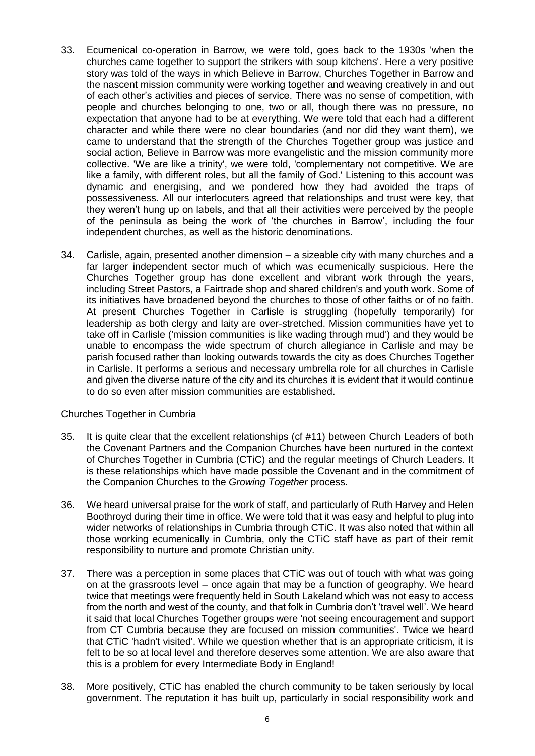33. Ecumenical co-operation in Barrow, we were told, goes back to the 1930s 'when the churches came together to support the strikers with soup kitchens'. Here a very positive story was told of the ways in which Believe in Barrow, Churches Together in Barrow and the nascent mission community were working together and weaving creatively in and out of each other's activities and pieces of service. There was no sense of competition, with people and churches belonging to one, two or all, though there was no pressure, no expectation that anyone had to be at everything. We were told that each had a different character and while there were no clear boundaries (and nor did they want them), we came to understand that the strength of the Churches Together group was justice and social action, Believe in Barrow was more evangelistic and the mission community more collective. 'We are like a trinity', we were told, 'complementary not competitive. We are like a family, with different roles, but all the family of God.' Listening to this account was dynamic and energising, and we pondered how they had avoided the traps of possessiveness. All our interlocuters agreed that relationships and trust were key, that they weren't hung up on labels, and that all their activities were perceived by the people of the peninsula as being the work of 'the churches in Barrow', including the four independent churches, as well as the historic denominations.

34. Carlisle, again, presented another dimension – a sizeable city with many churches and a far larger independent sector much of which was ecumenically suspicious. Here the Churches Together group has done excellent and vibrant work through the years, including Street Pastors, a Fairtrade shop and shared children's and youth work. Some of its initiatives have broadened beyond the churches to those of other faiths or of no faith. At present Churches Together in Carlisle is struggling (hopefully temporarily) for leadership as both clergy and laity are over-stretched. Mission communities have yet to take off in Carlisle ('mission communities is like wading through mud') and they would be unable to encompass the wide spectrum of church allegiance in Carlisle and may be parish focused rather than looking outwards towards the city as does Churches Together in Carlisle. It performs a serious and necessary umbrella role for all churches in Carlisle and given the diverse nature of the city and its churches it is evident that it would continue to do so even after mission communities are established.

Churches Together in Cumbria

35. It is quite clear that the excellent relationships (cf #11) between Church Leaders of both the Covenant Partners and the Companion Churches have been nurtured in the context of Churches Together in Cumbria (CTiC) and the regular meetings of Church Leaders. It is these relationships which have made possible the Covenant and in the commitment of the Companion Churches to the *Growing Together* process.

36. We heard universal praise for the work of staff, and particularly of Ruth Harvey and Helen Boothroyd during their time in office. We were told that it was easy and helpful to plug into wider networks of relationships in Cumbria through CTiC. It was also noted that within all those working ecumenically in Cumbria, only the CTiC staff have as part of their remit responsibility to nurture and promote Christian unity.

37. There was a perception in some places that CTiC was out of touch with what was going on at the grassroots level – once again that may be a function of geography. We heard twice that meetings were frequently held in South Lakeland which was not easy to access from the north and west of the county, and that folk in Cumbria don't 'travel well'. We heard it said that local Churches Together groups were 'not seeing encouragement and support from CT Cumbria because they are focused on mission communities'. Twice we heard that CTiC 'hadn't visited'. While we question whether that is an appropriate criticism, it is felt to be so at local level and therefore deserves some attention. We are also aware that this is a problem for every Intermediate Body in England!

38. More positively, CTiC has enabled the church community to be taken seriously by local government. The reputation it has built up, particularly in social responsibility work and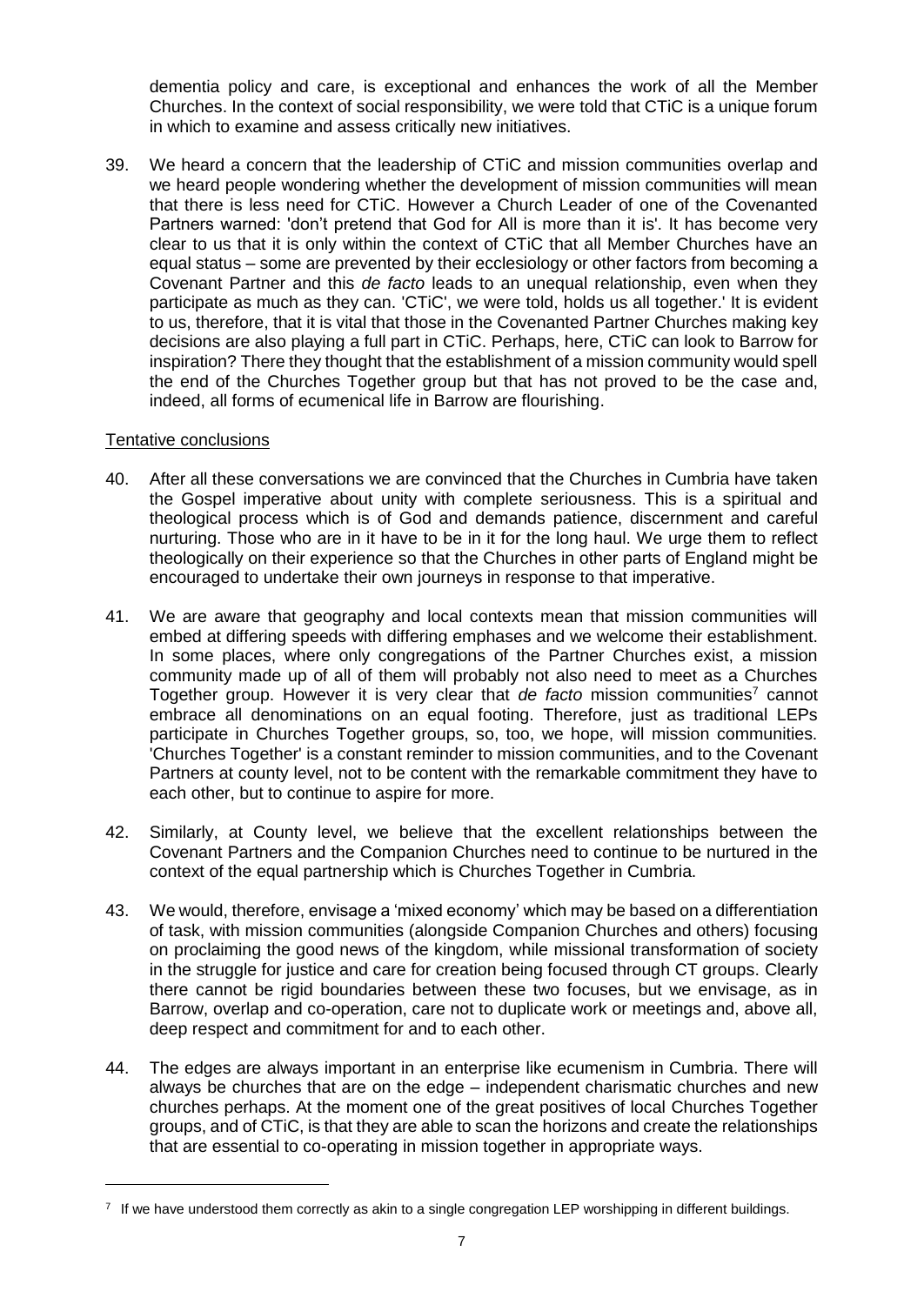dementia policy and care, is exceptional and enhances the work of all the Member Churches. In the context of social responsibility, we were told that CTiC is a unique forum in which to examine and assess critically new initiatives.

39. We heard a concern that the leadership of CTiC and mission communities overlap and we heard people wondering whether the development of mission communities will mean that there is less need for CTiC. However a Church Leader of one of the Covenanted Partners warned: 'don't pretend that God for All is more than it is'. It has become very clear to us that it is only within the context of CTiC that all Member Churches have an equal status – some are prevented by their ecclesiology or other factors from becoming a Covenant Partner and this *de facto* leads to an unequal relationship, even when they participate as much as they can. 'CTiC', we were told, holds us all together.' It is evident to us, therefore, that it is vital that those in the Covenanted Partner Churches making key decisions are also playing a full part in CTiC. Perhaps, here, CTiC can look to Barrow for inspiration? There they thought that the establishment of a mission community would spell the end of the Churches Together group but that has not proved to be the case and, indeed, all forms of ecumenical life in Barrow are flourishing.

## Tentative conclusions

40. After all these conversations we are convinced that the Churches in Cumbria have taken the Gospel imperative about unity with complete seriousness. This is a spiritual and theological process which is of God and demands patience, discernment and careful nurturing. Those who are in it have to be in it for the long haul. We urge them to reflect theologically on their experience so that the Churches in other parts of England might be encouraged to undertake their own journeys in response to that imperative.

41. We are aware that geography and local contexts mean that mission communities will embed at differing speeds with differing emphases and we welcome their establishment. In some places, where only congregations of the Partner Churches exist, a mission community made up of all of them will probably not also need to meet as a Churches Together group. However it is very clear that *de facto* mission communities[7] cannot embrace all denominations on an equal footing. Therefore, just as traditional LEPs participate in Churches Together groups, so, too, we hope, will mission communities. 'Churches Together' is a constant reminder to mission communities, and to the Covenant Partners at county level, not to be content with the remarkable commitment they have to each other, but to continue to aspire for more.

42. Similarly, at County level, we believe that the excellent relationships between the Covenant Partners and the Companion Churches need to continue to be nurtured in the context of the equal partnership which is Churches Together in Cumbria.

43. We would, therefore, envisage a 'mixed economy' which may be based on a differentiation of task, with mission communities (alongside Companion Churches and others) focusing on proclaiming the good news of the kingdom, while missional transformation of society in the struggle for justice and care for creation being focused through CT groups. Clearly there cannot be rigid boundaries between these two focuses, but we envisage, as in Barrow, overlap and co-operation, care not to duplicate work or meetings and, above all, deep respect and commitment for and to each other.

44. The edges are always important in an enterprise like ecumenism in Cumbria. There will always be churches that are on the edge – independent charismatic churches and new churches perhaps. At the moment one of the great positives of local Churches Together groups, and of CTiC, is that they are able to scan the horizons and create the relationships that are essential to co-operating in mission together in appropriate ways.

[7] If we have understood them correctly as akin to a single congregation LEP worshipping in different buildings.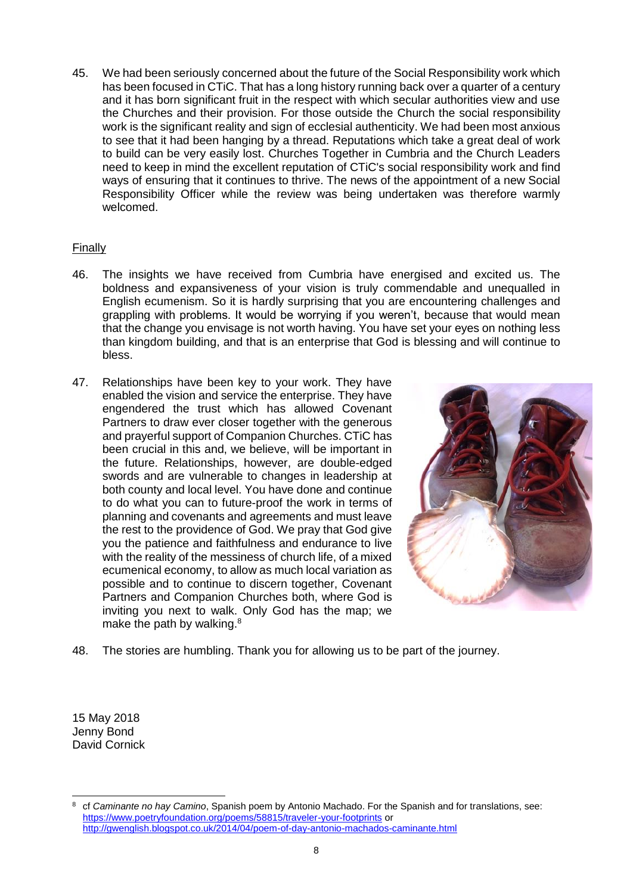45. We had been seriously concerned about the future of the Social Responsibility work which has been focused in CTiC. That has a long history running back over a quarter of a century and it has born significant fruit in the respect with which secular authorities view and use the Churches and their provision. For those outside the Church the social responsibility work is the significant reality and sign of ecclesial authenticity. We had been most anxious to see that it had been hanging by a thread. Reputations which take a great deal of work to build can be very easily lost. Churches Together in Cumbria and the Church Leaders need to keep in mind the excellent reputation of CTiC's social responsibility work and find ways of ensuring that it continues to thrive. The news of the appointment of a new Social Responsibility Officer while the review was being undertaken was therefore warmly welcomed.

## Finally

46. The insights we have received from Cumbria have energised and excited us. The boldness and expansiveness of your vision is truly commendable and unequalled in English ecumenism. So it is hardly surprising that you are encountering challenges and grappling with problems. It would be worrying if you weren't, because that would mean that the change you envisage is not worth having. You have set your eyes on nothing less than kingdom building, and that is an enterprise that God is blessing and will continue to bless.

47. Relationships have been key to your work. They have enabled the vision and service the enterprise. They have engendered the trust which has allowed Covenant Partners to draw ever closer together with the generous and prayerful support of Companion Churches. CTiC has been crucial in this and, we believe, will be important in the future. Relationships, however, are double-edged swords and are vulnerable to changes in leadership at both county and local level. You have done and continue to do what you can to future-proof the work in terms of planning and covenants and agreements and must leave the rest to the providence of God. We pray that God give you the patience and faithfulness and endurance to live with the reality of the messiness of church life, of a mixed ecumenical economy, to allow as much local variation as possible and to continue to discern together, Covenant Partners and Companion Churches both, where God is inviting you next to walk. Only God has the map; we make the path by walking.[8]

48. The stories are humbling. Thank you for allowing us to be part of the journey.

15 May 2018
Jenny Bond
David Cornick

[8] cf *Caminante no hay Camino*, Spanish poem by Antonio Machado. For the Spanish and for translations, see: https://www.poetryfoundation.org/poems/58815/traveler-your-footprints or http://gwenglish.blogspot.co.uk/2014/04/poem-of-day-antonio-machados-caminante.html